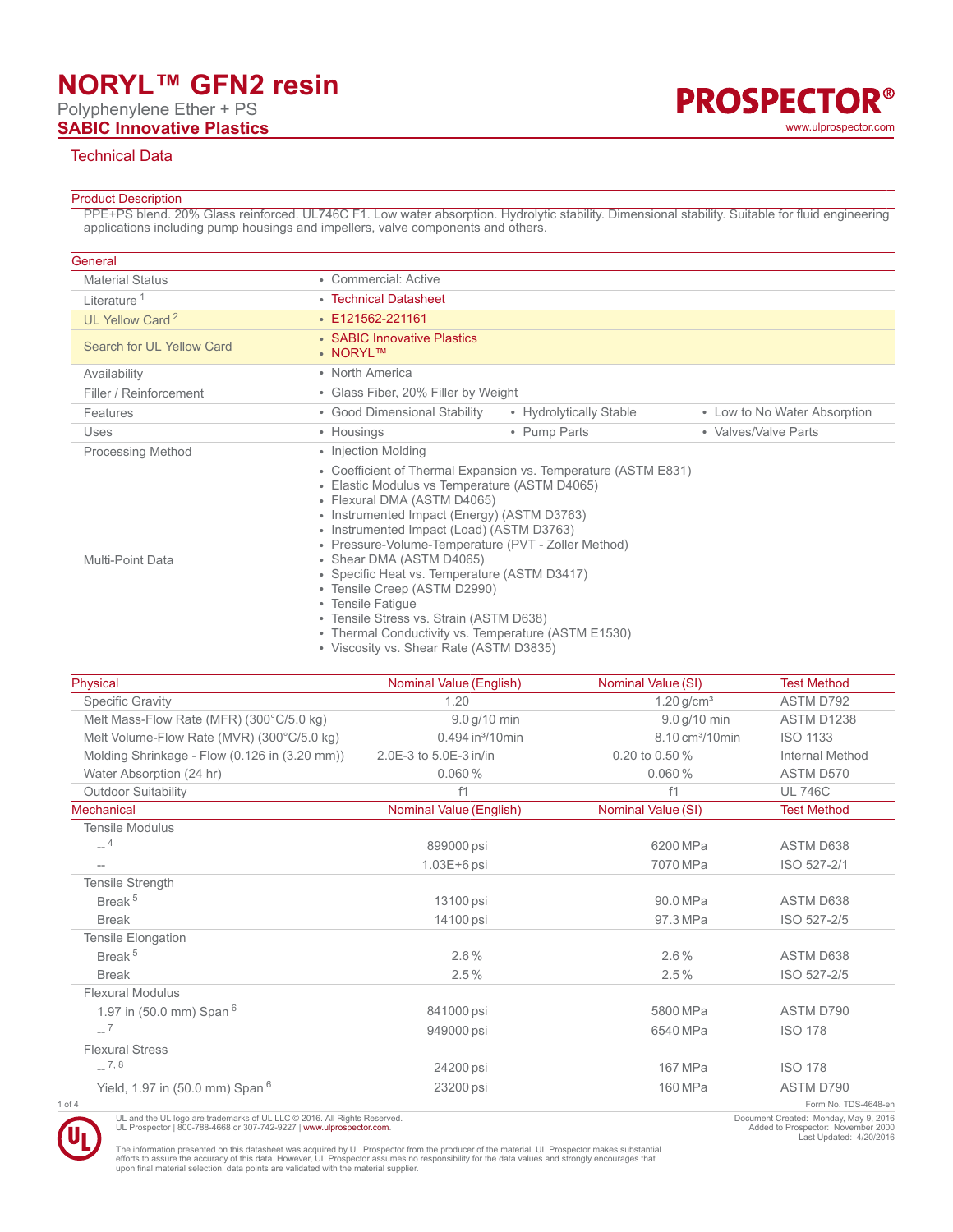# NORYL™ GFN2 resin

Polyphenylene Ether + PS

**SABIC Innovative Plastics**

PROSPECTOR®

www.ulprospector.com

## Technical Data

### Product Description

PPE+PS blend. 20% Glass reinforced. UL746C F1. Low water absorption. Hydrolytic stability. Dimensional stability. Suitable for fluid engineering applications including pump housings and impellers, valve components and others.

### General

| | |
|---|---|
| Material Status | • Commercial: Active |
| Literature [1] | • Technical Datasheet |
| UL Yellow Card [2] | • E121562-221161 |
| Search for UL Yellow Card | • SABIC Innovative Plastics<br>• NORYL™ |
| Availability | • North America |
| Filler / Reinforcement | • Glass Fiber, 20% Filler by Weight |
| Features | • Good Dimensional Stability • Hydrolytically Stable • Low to No Water Absorption |
| Uses | • Housings • Pump Parts • Valves/Valve Parts |
| Processing Method | • Injection Molding |
| Multi-Point Data | • Coefficient of Thermal Expansion vs. Temperature (ASTM E831)<br>• Elastic Modulus vs Temperature (ASTM D4065)<br>• Flexural DMA (ASTM D4065)<br>• Instrumented Impact (Energy) (ASTM D3763)<br>• Instrumented Impact (Load) (ASTM D3763)<br>• Pressure-Volume-Temperature (PVT - Zoller Method)<br>• Shear DMA (ASTM D4065)<br>• Specific Heat vs. Temperature (ASTM D3417)<br>• Tensile Creep (ASTM D2990)<br>• Tensile Fatigue<br>• Tensile Stress vs. Strain (ASTM D638)<br>• Thermal Conductivity vs. Temperature (ASTM E1530)<br>• Viscosity vs. Shear Rate (ASTM D3835) |

| Physical | Nominal Value (English) | Nominal Value (SI) | Test Method |
|---|---|---|---|
| Specific Gravity | 1.20 | 1.20 g/cm³ | ASTM D792 |
| Melt Mass-Flow Rate (MFR) (300°C/5.0 kg) | 9.0 g/10 min | 9.0 g/10 min | ASTM D1238 |
| Melt Volume-Flow Rate (MVR) (300°C/5.0 kg) | 0.494 in³/10min | 8.10 cm³/10min | ISO 1133 |
| Molding Shrinkage - Flow (0.126 in (3.20 mm)) | 2.0E-3 to 5.0E-3 in/in | 0.20 to 0.50 % | Internal Method |
| Water Absorption (24 hr) | 0.060 % | 0.060 % | ASTM D570 |
| Outdoor Suitability | f1 | f1 | UL 746C |

| Mechanical | Nominal Value (English) | Nominal Value (SI) | Test Method |
|---|---|---|---|
| Tensile Modulus | | | |
| -- [4] | 899000 psi | 6200 MPa | ASTM D638 |
| -- | 1.03E+6 psi | 7070 MPa | ISO 527-2/1 |
| Tensile Strength | | | |
| Break [5] | 13100 psi | 90.0 MPa | ASTM D638 |
| Break | 14100 psi | 97.3 MPa | ISO 527-2/5 |
| Tensile Elongation | | | |
| Break [5] | 2.6 % | 2.6 % | ASTM D638 |
| Break | 2.5 % | 2.5 % | ISO 527-2/5 |
| Flexural Modulus | | | |
| 1.97 in (50.0 mm) Span [6] | 841000 psi | 5800 MPa | ASTM D790 |
| -- [7] | 949000 psi | 6540 MPa | ISO 178 |
| Flexural Stress | | | |
| -- [7, 8] | 24200 psi | 167 MPa | ISO 178 |
| Yield, 1.97 in (50.0 mm) Span [6] | 23200 psi | 160 MPa | ASTM D790 |

Form No. TDS-4648-en

UL and the UL logo are trademarks of UL LLC © 2016. All Rights Reserved.
UL Prospector | 800-788-4668 or 307-742-9227 | www.ulprospector.com.

Document Created: Monday, May 9, 2016
Added to Prospector: November 2000
Last Updated: 4/20/2016

The information presented on this datasheet was acquired by UL Prospector from the producer of the material. UL Prospector makes substantial efforts to assure the accuracy of this data. However, UL Prospector assumes no responsibility for the data values and strongly encourages that upon final material selection, data points are validated with the material supplier.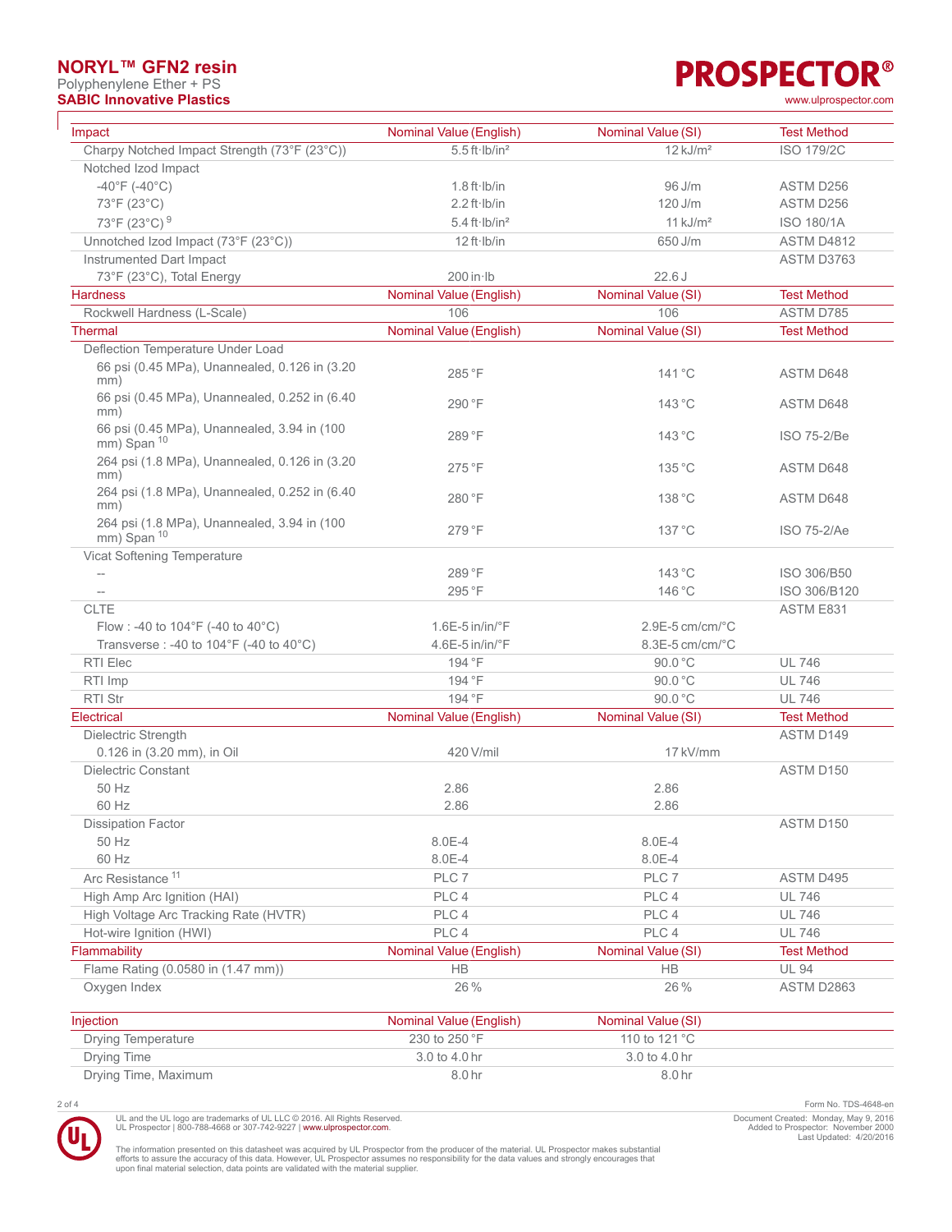| Impact | Nominal Value (English) | Nominal Value (SI) | Test Method |
|---|---|---|---|
| Charpy Notched Impact Strength (73°F (23°C)) | 5.5 ft·lb/in² | 12 kJ/m² | ISO 179/2C |
| Notched Izod Impact | | | |
| -40°F (-40°C) | 1.8 ft·lb/in | 96 J/m | ASTM D256 |
| 73°F (23°C) | 2.2 ft·lb/in | 120 J/m | ASTM D256 |
| 73°F (23°C) [9] | 5.4 ft·lb/in² | 11 kJ/m² | ISO 180/1A |
| Unnotched Izod Impact (73°F (23°C)) | 12 ft·lb/in | 650 J/m | ASTM D4812 |
| Instrumented Dart Impact | | | ASTM D3763 |
| 73°F (23°C), Total Energy | 200 in·lb | 22.6 J | |

| Hardness | Nominal Value (English) | Nominal Value (SI) | Test Method |
|---|---|---|---|
| Rockwell Hardness (L-Scale) | 106 | 106 | ASTM D785 |

| Thermal | Nominal Value (English) | Nominal Value (SI) | Test Method |
|---|---|---|---|
| Deflection Temperature Under Load | | | |
| 66 psi (0.45 MPa), Unannealed, 0.126 in (3.20 mm) | 285 °F | 141 °C | ASTM D648 |
| 66 psi (0.45 MPa), Unannealed, 0.252 in (6.40 mm) | 290 °F | 143 °C | ASTM D648 |
| 66 psi (0.45 MPa), Unannealed, 3.94 in (100 mm) Span [10] | 289 °F | 143 °C | ISO 75-2/Be |
| 264 psi (1.8 MPa), Unannealed, 0.126 in (3.20 mm) | 275 °F | 135 °C | ASTM D648 |
| 264 psi (1.8 MPa), Unannealed, 0.252 in (6.40 mm) | 280 °F | 138 °C | ASTM D648 |
| 264 psi (1.8 MPa), Unannealed, 3.94 in (100 mm) Span [10] | 279 °F | 137 °C | ISO 75-2/Ae |
| Vicat Softening Temperature | | | |
| -- | 289 °F | 143 °C | ISO 306/B50 |
| -- | 295 °F | 146 °C | ISO 306/B120 |
| CLTE | | | ASTM E831 |
| Flow : -40 to 104°F (-40 to 40°C) | 1.6E-5 in/in/°F | 2.9E-5 cm/cm/°C | |
| Transverse : -40 to 104°F (-40 to 40°C) | 4.6E-5 in/in/°F | 8.3E-5 cm/cm/°C | |
| RTI Elec | 194 °F | 90.0 °C | UL 746 |
| RTI Imp | 194 °F | 90.0 °C | UL 746 |
| RTI Str | 194 °F | 90.0 °C | UL 746 |

| Electrical | Nominal Value (English) | Nominal Value (SI) | Test Method |
|---|---|---|---|
| Dielectric Strength | | | ASTM D149 |
| 0.126 in (3.20 mm), in Oil | 420 V/mil | 17 kV/mm | |
| Dielectric Constant | | | ASTM D150 |
| 50 Hz | 2.86 | 2.86 | |
| 60 Hz | 2.86 | 2.86 | |
| Dissipation Factor | | | ASTM D150 |
| 50 Hz | 8.0E-4 | 8.0E-4 | |
| 60 Hz | 8.0E-4 | 8.0E-4 | |
| Arc Resistance [11] | PLC 7 | PLC 7 | ASTM D495 |
| High Amp Arc Ignition (HAI) | PLC 4 | PLC 4 | UL 746 |
| High Voltage Arc Tracking Rate (HVTR) | PLC 4 | PLC 4 | UL 746 |
| Hot-wire Ignition (HWI) | PLC 4 | PLC 4 | UL 746 |

| Flammability | Nominal Value (English) | Nominal Value (SI) | Test Method |
|---|---|---|---|
| Flame Rating (0.0580 in (1.47 mm)) | HB | HB | UL 94 |
| Oxygen Index | 26 % | 26 % | ASTM D2863 |

| Injection | Nominal Value (English) | Nominal Value (SI) |
|---|---|---|
| Drying Temperature | 230 to 250 °F | 110 to 121 °C |
| Drying Time | 3.0 to 4.0 hr | 3.0 to 4.0 hr |
| Drying Time, Maximum | 8.0 hr | 8.0 hr |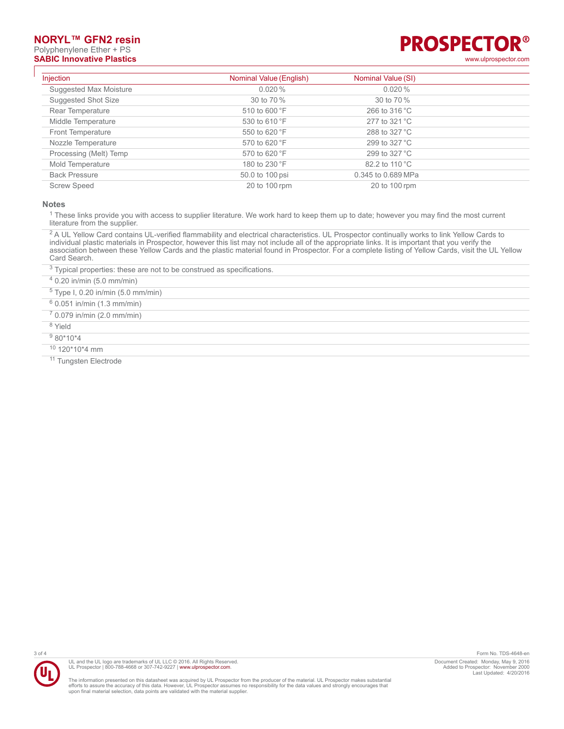| Injection | Nominal Value (English) | Nominal Value (SI) |
| --- | --- | --- |
| Suggested Max Moisture | 0.020 % | 0.020 % |
| Suggested Shot Size | 30 to 70 % | 30 to 70 % |
| Rear Temperature | 510 to 600 °F | 266 to 316 °C |
| Middle Temperature | 530 to 610 °F | 277 to 321 °C |
| Front Temperature | 550 to 620 °F | 288 to 327 °C |
| Nozzle Temperature | 570 to 620 °F | 299 to 327 °C |
| Processing (Melt) Temp | 570 to 620 °F | 299 to 327 °C |
| Mold Temperature | 180 to 230 °F | 82.2 to 110 °C |
| Back Pressure | 50.0 to 100 psi | 0.345 to 0.689 MPa |
| Screw Speed | 20 to 100 rpm | 20 to 100 rpm |

### Notes

[1] These links provide you with access to supplier literature. We work hard to keep them up to date; however you may find the most current literature from the supplier.

[2] A UL Yellow Card contains UL-verified flammability and electrical characteristics. UL Prospector continually works to link Yellow Cards to individual plastic materials in Prospector, however this list may not include all of the appropriate links. It is important that you verify the association between these Yellow Cards and the plastic material found in Prospector. For a complete listing of Yellow Cards, visit the UL Yellow Card Search.

[3] Typical properties: these are not to be construed as specifications.

[4] 0.20 in/min (5.0 mm/min)

[5] Type I, 0.20 in/min (5.0 mm/min)

[6] 0.051 in/min (1.3 mm/min)

[7] 0.079 in/min (2.0 mm/min)

[8] Yield

[9] 80*10*4

[10] 120*10*4 mm

[11] Tungsten Electrode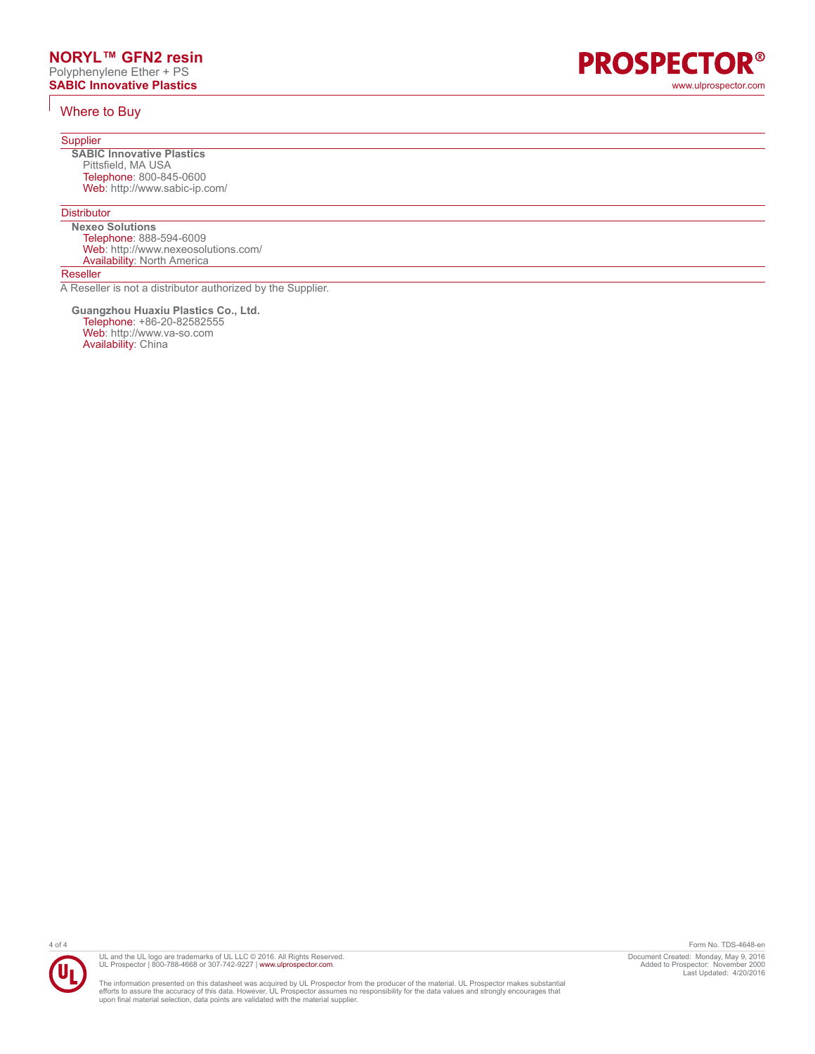## Where to Buy

### Supplier

**SABIC Innovative Plastics**
Pittsfield, MA USA
Telephone: 800-845-0600
Web: http://www.sabic-ip.com/

### Distributor

**Nexeo Solutions**
Telephone: 888-594-6009
Web: http://www.nexeosolutions.com/
Availability: North America

### Reseller

A Reseller is not a distributor authorized by the Supplier.

**Guangzhou Huaxiu Plastics Co., Ltd.**
Telephone: +86-20-82582555
Web: http://www.va-so.com
Availability: China

UL and the UL logo are trademarks of UL LLC © 2016. All Rights Reserved.
UL Prospector | 800-788-4668 or 307-742-9227 | www.ulprospector.com.

The information presented on this datasheet was acquired by UL Prospector from the producer of the material. UL Prospector makes substantial efforts to assure the accuracy of this data. However, UL Prospector assumes no responsibility for the data values and strongly encourages that upon final material selection, data points are validated with the material supplier.

Form No. TDS-4648-en
Document Created: Monday, May 9, 2016
Added to Prospector: November 2000
Last Updated: 4/20/2016